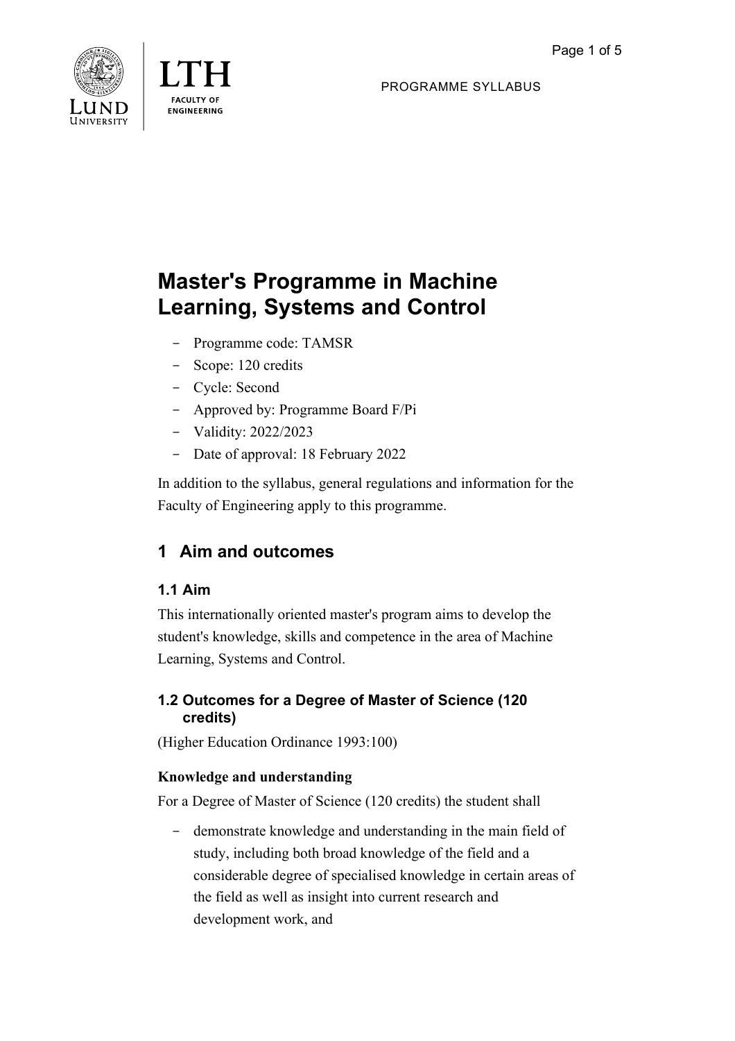PROGRAMME SYLLABUS

# Master's Programme in Machine Learning, Systems and Control

- Programme code: TAMSR
- Scope: 120 credits
- Cycle: Second
- Approved by: Programme Board F/Pi
- Validity: 2022/2023
- Date of approval: 18 February 2022

In addition to the syllabus, general regulations and information for the Faculty of Engineering apply to this programme.

## 1 Aim and outcomes

### 1.1 Aim

This internationally oriented master's program aims to develop the student's knowledge, skills and competence in the area of Machine Learning, Systems and Control.

### 1.2 Outcomes for a Degree of Master of Science (120 credits)

(Higher Education Ordinance 1993:100)

**Knowledge and understanding**

For a Degree of Master of Science (120 credits) the student shall

- demonstrate knowledge and understanding in the main field of study, including both broad knowledge of the field and a considerable degree of specialised knowledge in certain areas of the field as well as insight into current research and development work, and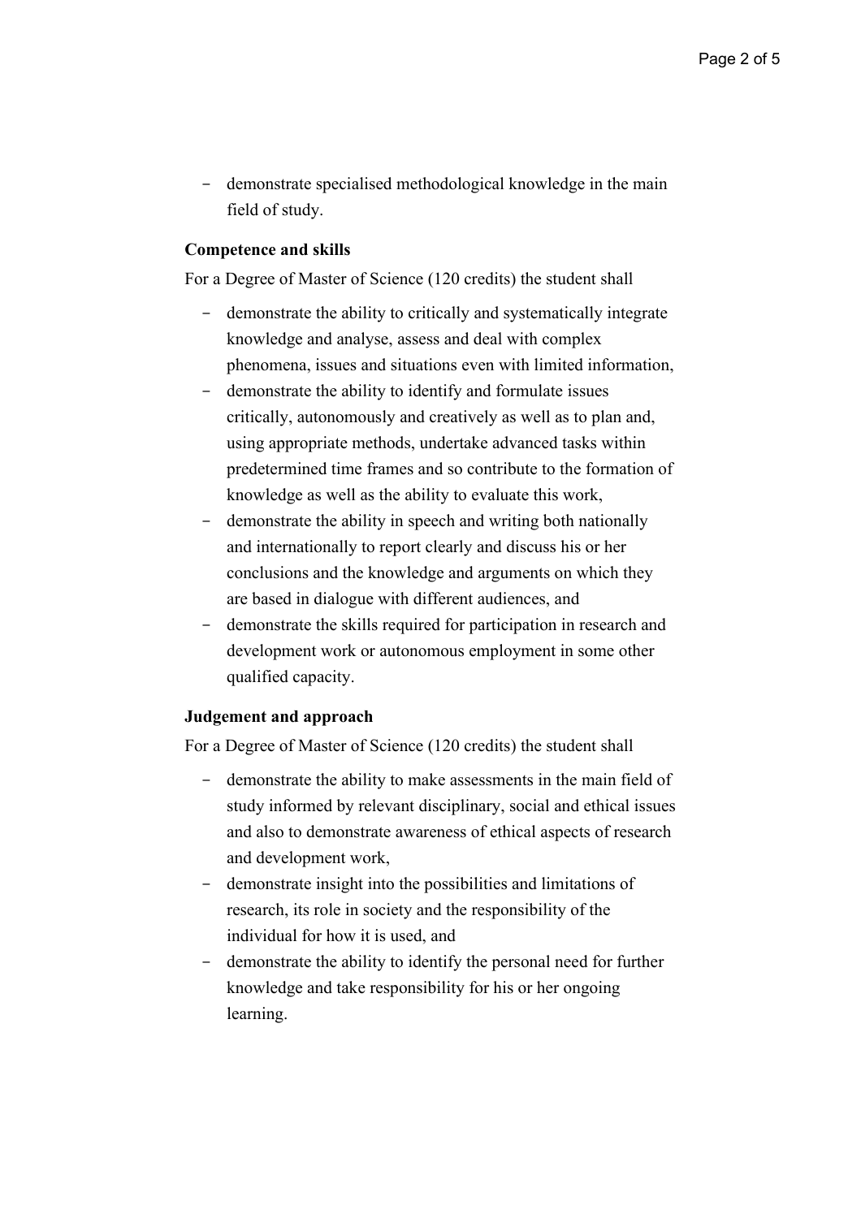- demonstrate specialised methodological knowledge in the main field of study.

**Competence and skills**

For a Degree of Master of Science (120 credits) the student shall

- demonstrate the ability to critically and systematically integrate knowledge and analyse, assess and deal with complex phenomena, issues and situations even with limited information,
- demonstrate the ability to identify and formulate issues critically, autonomously and creatively as well as to plan and, using appropriate methods, undertake advanced tasks within predetermined time frames and so contribute to the formation of knowledge as well as the ability to evaluate this work,
- demonstrate the ability in speech and writing both nationally and internationally to report clearly and discuss his or her conclusions and the knowledge and arguments on which they are based in dialogue with different audiences, and
- demonstrate the skills required for participation in research and development work or autonomous employment in some other qualified capacity.

**Judgement and approach**

For a Degree of Master of Science (120 credits) the student shall

- demonstrate the ability to make assessments in the main field of study informed by relevant disciplinary, social and ethical issues and also to demonstrate awareness of ethical aspects of research and development work,
- demonstrate insight into the possibilities and limitations of research, its role in society and the responsibility of the individual for how it is used, and
- demonstrate the ability to identify the personal need for further knowledge and take responsibility for his or her ongoing learning.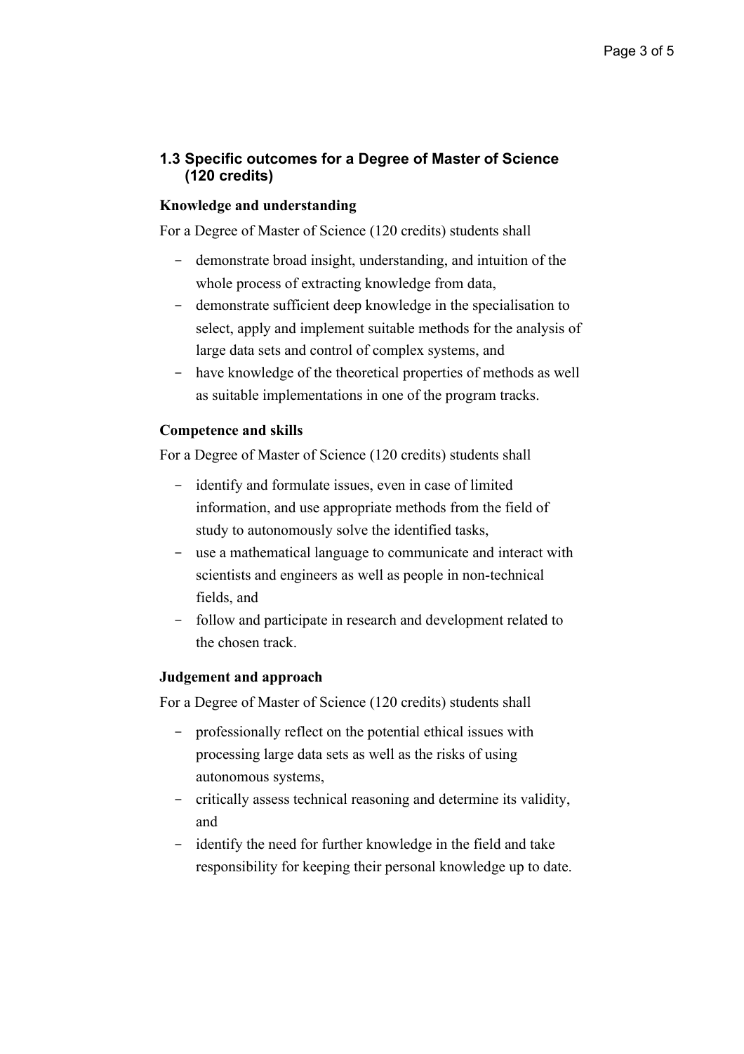### 1.3 Specific outcomes for a Degree of Master of Science (120 credits)

**Knowledge and understanding**

For a Degree of Master of Science (120 credits) students shall

- demonstrate broad insight, understanding, and intuition of the whole process of extracting knowledge from data,
- demonstrate sufficient deep knowledge in the specialisation to select, apply and implement suitable methods for the analysis of large data sets and control of complex systems, and
- have knowledge of the theoretical properties of methods as well as suitable implementations in one of the program tracks.

**Competence and skills**

For a Degree of Master of Science (120 credits) students shall

- identify and formulate issues, even in case of limited information, and use appropriate methods from the field of study to autonomously solve the identified tasks,
- use a mathematical language to communicate and interact with scientists and engineers as well as people in non-technical fields, and
- follow and participate in research and development related to the chosen track.

**Judgement and approach**

For a Degree of Master of Science (120 credits) students shall

- professionally reflect on the potential ethical issues with processing large data sets as well as the risks of using autonomous systems,
- critically assess technical reasoning and determine its validity, and
- identify the need for further knowledge in the field and take responsibility for keeping their personal knowledge up to date.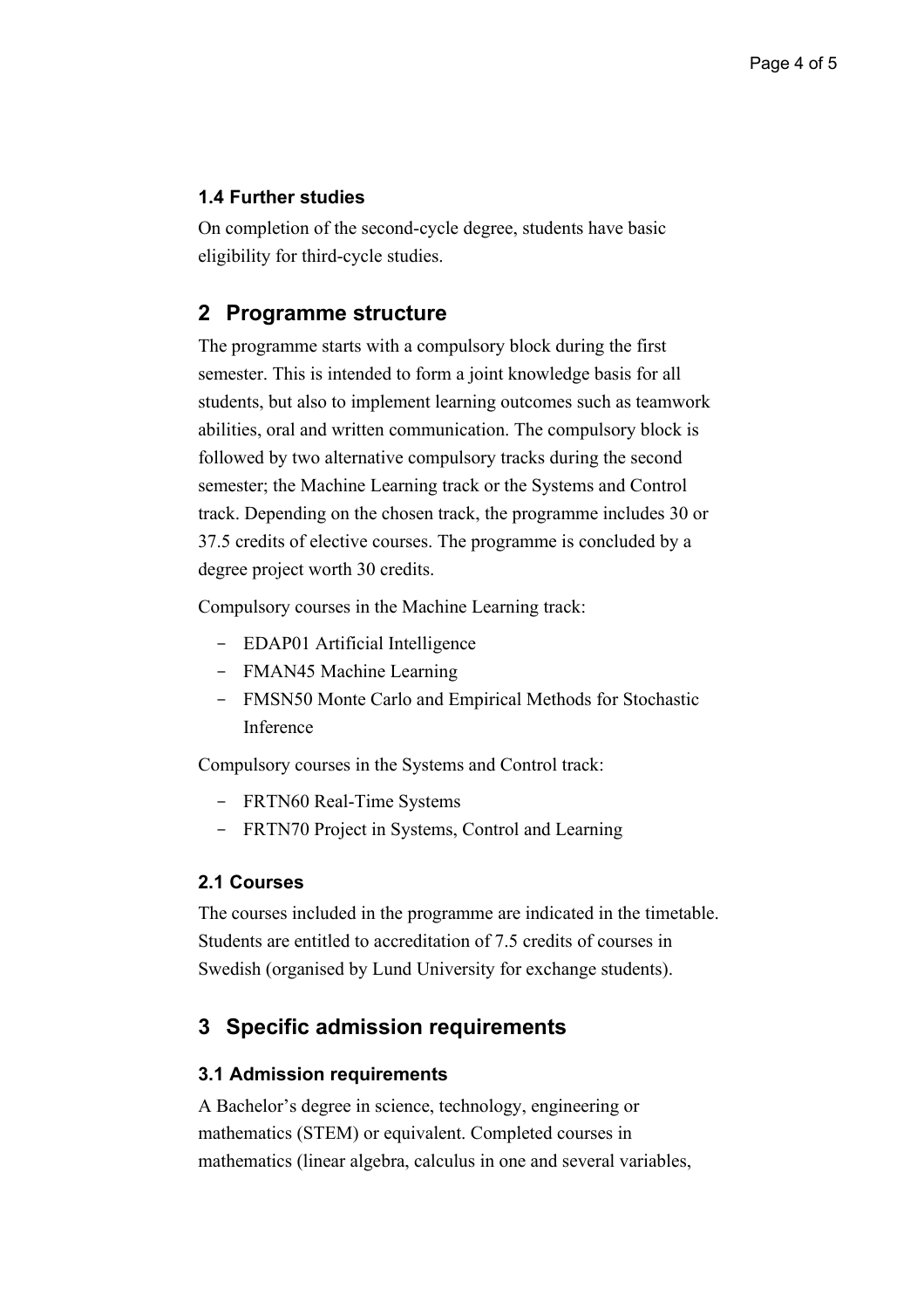### 1.4 Further studies

On completion of the second-cycle degree, students have basic eligibility for third-cycle studies.

## 2 Programme structure

The programme starts with a compulsory block during the first semester. This is intended to form a joint knowledge basis for all students, but also to implement learning outcomes such as teamwork abilities, oral and written communication. The compulsory block is followed by two alternative compulsory tracks during the second semester; the Machine Learning track or the Systems and Control track. Depending on the chosen track, the programme includes 30 or 37.5 credits of elective courses. The programme is concluded by a degree project worth 30 credits.

Compulsory courses in the Machine Learning track:

- EDAP01 Artificial Intelligence
- FMAN45 Machine Learning
- FMSN50 Monte Carlo and Empirical Methods for Stochastic Inference

Compulsory courses in the Systems and Control track:

- FRTN60 Real-Time Systems
- FRTN70 Project in Systems, Control and Learning

### 2.1 Courses

The courses included in the programme are indicated in the timetable. Students are entitled to accreditation of 7.5 credits of courses in Swedish (organised by Lund University for exchange students).

## 3 Specific admission requirements

### 3.1 Admission requirements

A Bachelor's degree in science, technology, engineering or mathematics (STEM) or equivalent. Completed courses in mathematics (linear algebra, calculus in one and several variables,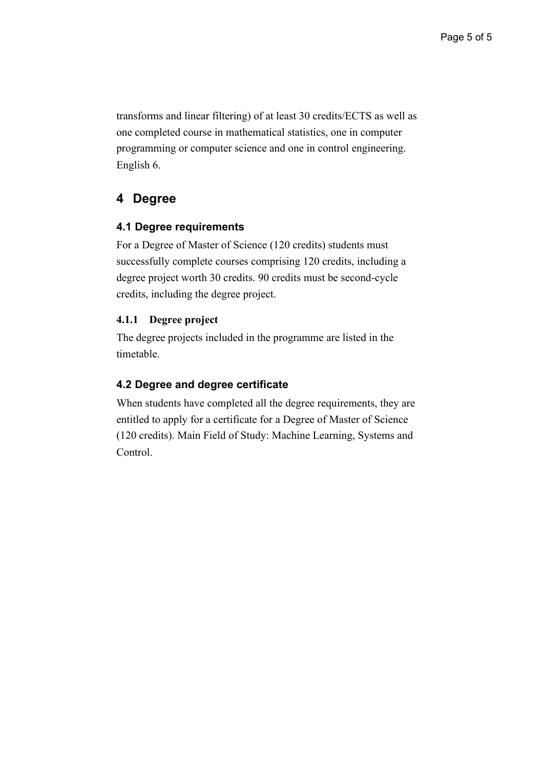transforms and linear filtering) of at least 30 credits/ECTS as well as one completed course in mathematical statistics, one in computer programming or computer science and one in control engineering. English 6.

## 4 Degree

### 4.1 Degree requirements

For a Degree of Master of Science (120 credits) students must successfully complete courses comprising 120 credits, including a degree project worth 30 credits. 90 credits must be second-cycle credits, including the degree project.

#### 4.1.1 Degree project

The degree projects included in the programme are listed in the timetable.

### 4.2 Degree and degree certificate

When students have completed all the degree requirements, they are entitled to apply for a certificate for a Degree of Master of Science (120 credits). Main Field of Study: Machine Learning, Systems and Control.